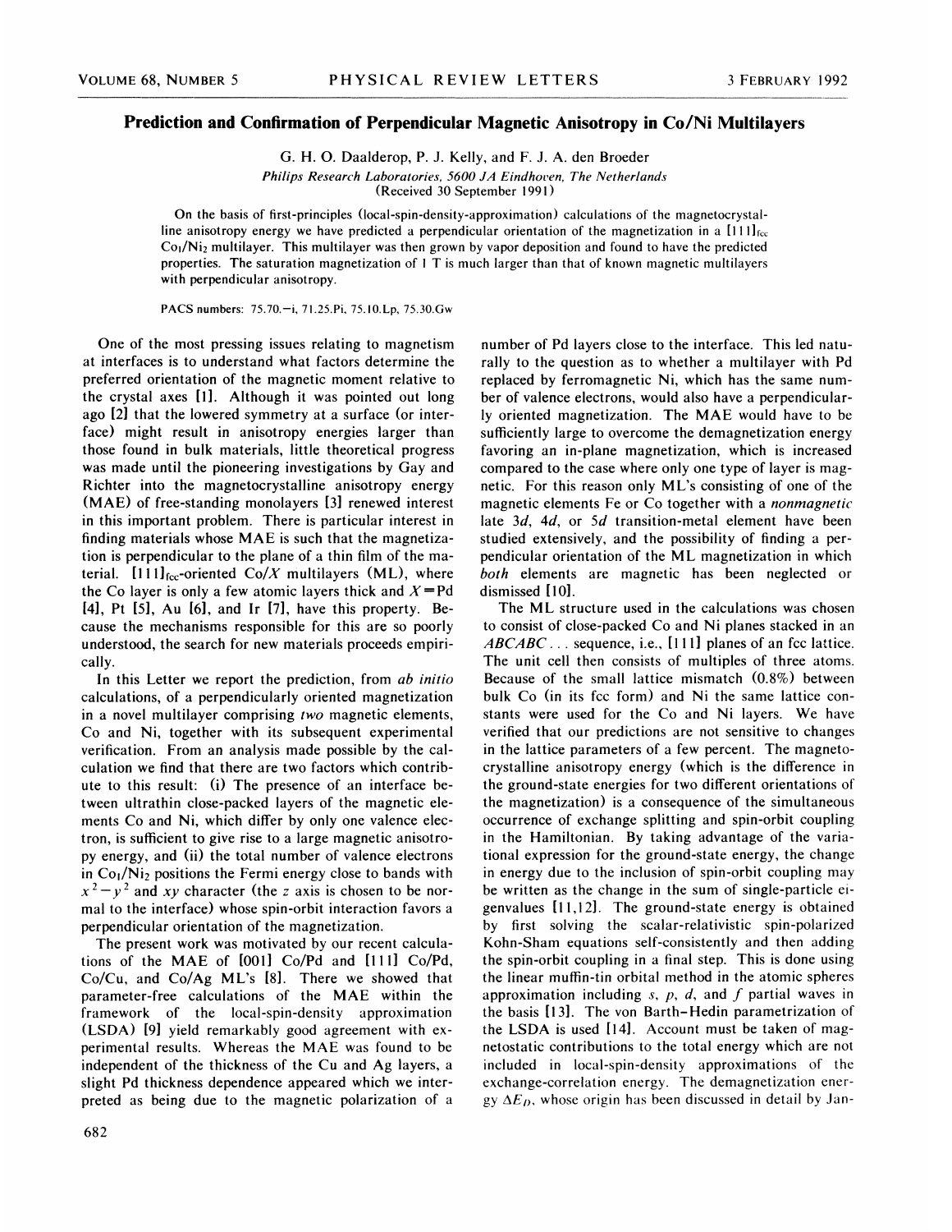# Prediction and Confirmation of Perpendicular Magnetic Anisotropy in Co/Ni Multilayers

G. H. O. Daalderop, P. J. Kelly, and F. J. A. den Broeder

*Philips Research Laboratories, 5600 JA Eindhoven, The Netherlands*

(Received 30 September 1991)

On the basis of first-principles (local-spin-density-approximation) calculations of the magnetocrystalline anisotropy energy we have predicted a perpendicular orientation of the magnetization in a $[111]_{fcc}$ $Co_1/Ni_2$ multilayer. This multilayer was then grown by vapor deposition and found to have the predicted properties. The saturation magnetization of 1 T is much larger than that of known magnetic multilayers with perpendicular anisotropy.

PACS numbers: 75.70.−i, 71.25.Pi, 75.10.Lp, 75.30.Gw

One of the most pressing issues relating to magnetism at interfaces is to understand what factors determine the preferred orientation of the magnetic moment relative to the crystal axes [1]. Although it was pointed out long ago [2] that the lowered symmetry at a surface (or interface) might result in anisotropy energies larger than those found in bulk materials, little theoretical progress was made until the pioneering investigations by Gay and Richter into the magnetocrystalline anisotropy energy (MAE) of free-standing monolayers [3] renewed interest in this important problem. There is particular interest in finding materials whose MAE is such that the magnetization is perpendicular to the plane of a thin film of the material. $[111]_{fcc}$-oriented Co/$X$ multilayers (ML), where the Co layer is only a few atomic layers thick and $X$=Pd [4], Pt [5], Au [6], and Ir [7], have this property. Because the mechanisms responsible for this are so poorly understood, the search for new materials proceeds empirically.

In this Letter we report the prediction, from *ab initio* calculations, of a perpendicularly oriented magnetization in a novel multilayer comprising *two* magnetic elements, Co and Ni, together with its subsequent experimental verification. From an analysis made possible by the calculation we find that there are two factors which contribute to this result: (i) The presence of an interface between ultrathin close-packed layers of the magnetic elements Co and Ni, which differ by only one valence electron, is sufficient to give rise to a large magnetic anisotropy energy, and (ii) the total number of valence electrons in $Co_1/Ni_2$ positions the Fermi energy close to bands with $x^2-y^2$ and $xy$ character (the $z$ axis is chosen to be normal to the interface) whose spin-orbit interaction favors a perpendicular orientation of the magnetization.

The present work was motivated by our recent calculations of the MAE of [001] Co/Pd and [111] Co/Pd, Co/Cu, and Co/Ag ML's [8]. There we showed that parameter-free calculations of the MAE within the framework of the local-spin-density approximation (LSDA) [9] yield remarkably good agreement with experimental results. Whereas the MAE was found to be independent of the thickness of the Cu and Ag layers, a slight Pd thickness dependence appeared which we interpreted as being due to the magnetic polarization of a number of Pd layers close to the interface. This led naturally to the question as to whether a multilayer with Pd replaced by ferromagnetic Ni, which has the same number of valence electrons, would also have a perpendicularly oriented magnetization. The MAE would have to be sufficiently large to overcome the demagnetization energy favoring an in-plane magnetization, which is increased compared to the case where only one type of layer is magnetic. For this reason only ML's consisting of one of the magnetic elements Fe or Co together with a *nonmagnetic* late 3*d*, 4*d*, or 5*d* transition-metal element have been studied extensively, and the possibility of finding a perpendicular orientation of the ML magnetization in which *both* elements are magnetic has been neglected or dismissed [10].

The ML structure used in the calculations was chosen to consist of close-packed Co and Ni planes stacked in an $ABCABC\ldots$ sequence, i.e., [111] planes of an fcc lattice. The unit cell then consists of multiples of three atoms. Because of the small lattice mismatch (0.8%) between bulk Co (in its fcc form) and Ni the same lattice constants were used for the Co and Ni layers. We have verified that our predictions are not sensitive to changes in the lattice parameters of a few percent. The magnetocrystalline anisotropy energy (which is the difference in the ground-state energies for two different orientations of the magnetization) is a consequence of the simultaneous occurrence of exchange splitting and spin-orbit coupling in the Hamiltonian. By taking advantage of the variational expression for the ground-state energy, the change in energy due to the inclusion of spin-orbit coupling may be written as the change in the sum of single-particle eigenvalues [11,12]. The ground-state energy is obtained by first solving the scalar-relativistic spin-polarized Kohn-Sham equations self-consistently and then adding the spin-orbit coupling in a final step. This is done using the linear muffin-tin orbital method in the atomic spheres approximation including *s*, *p*, *d*, and *f* partial waves in the basis [13]. The von Barth–Hedin parametrization of the LSDA is used [14]. Account must be taken of magnetostatic contributions to the total energy which are not included in local-spin-density approximations of the exchange-correlation energy. The demagnetization energy $\Delta E_D$, whose origin has been discussed in detail by Jan-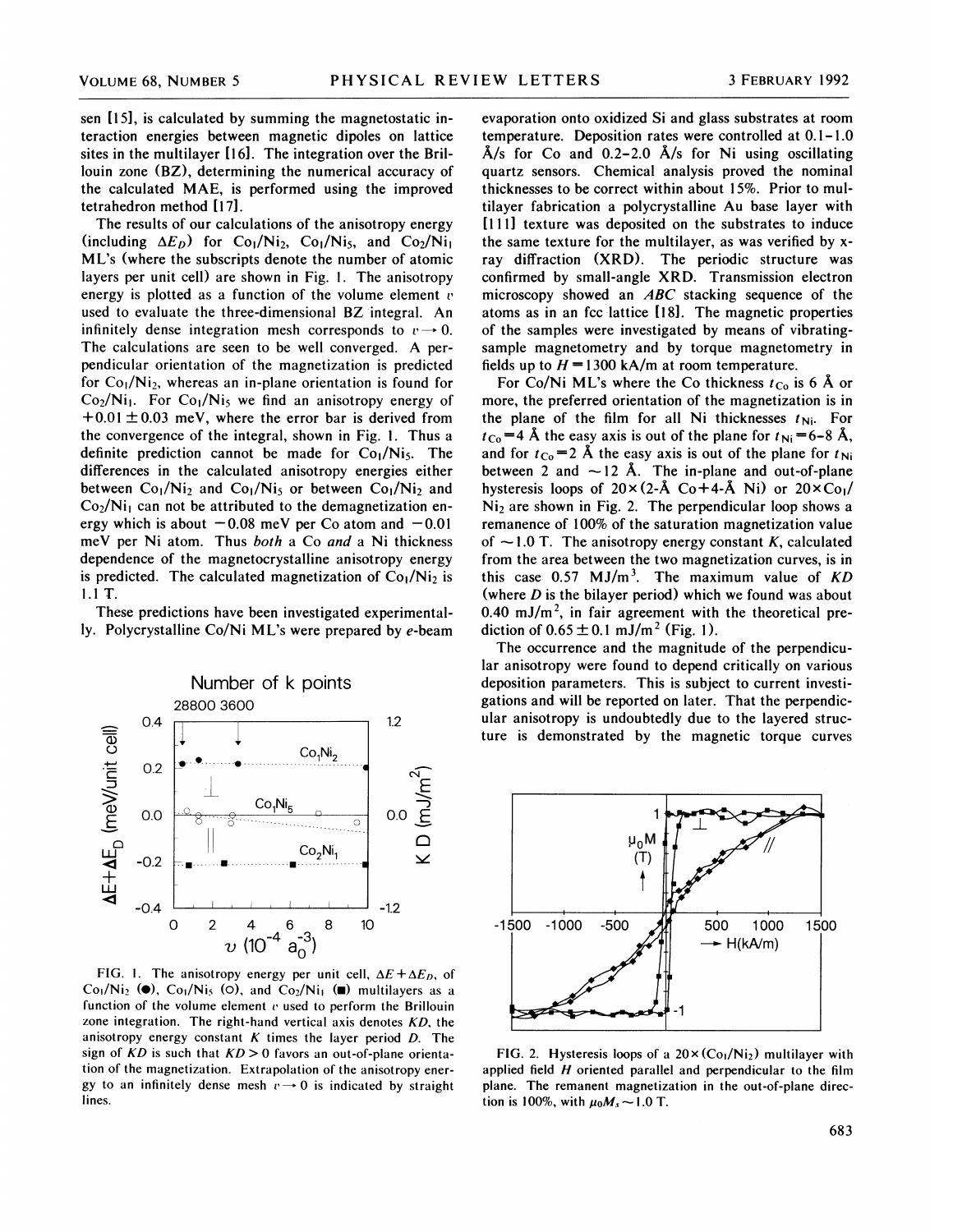sen [15], is calculated by summing the magnetostatic interaction energies between magnetic dipoles on lattice sites in the multilayer [16]. The integration over the Brillouin zone (BZ), determining the numerical accuracy of the calculated MAE, is performed using the improved tetrahedron method [17].

The results of our calculations of the anisotropy energy (including $\Delta E_D$) for $Co_1/Ni_2$, $Co_1/Ni_5$, and $Co_2/Ni_1$ ML's (where the subscripts denote the number of atomic layers per unit cell) are shown in Fig. 1. The anisotropy energy is plotted as a function of the volume element $v$ used to evaluate the three-dimensional BZ integral. An infinitely dense integration mesh corresponds to $v \to 0$. The calculations are seen to be well converged. A perpendicular orientation of the magnetization is predicted for $Co_1/Ni_2$, whereas an in-plane orientation is found for $Co_2/Ni_1$. For $Co_1/Ni_5$ we find an anisotropy energy of $+0.01 \pm 0.03$ meV, where the error bar is derived from the convergence of the integral, shown in Fig. 1. Thus a definite prediction cannot be made for $Co_1/Ni_5$. The differences in the calculated anisotropy energies either between $Co_1/Ni_2$ and $Co_1/Ni_5$ or between $Co_1/Ni_2$ and $Co_2/Ni_1$ can not be attributed to the demagnetization energy which is about $-0.08$ meV per Co atom and $-0.01$ meV per Ni atom. Thus *both* a Co *and* a Ni thickness dependence of the magnetocrystalline anisotropy energy is predicted. The calculated magnetization of $Co_1/Ni_2$ is 1.1 T.

These predictions have been investigated experimentally. Polycrystalline Co/Ni ML's were prepared by *e*-beam evaporation onto oxidized Si and glass substrates at room temperature. Deposition rates were controlled at 0.1–1.0 Å/s for Co and 0.2–2.0 Å/s for Ni using oscillating quartz sensors. Chemical analysis proved the nominal thicknesses to be correct within about 15%. Prior to multilayer fabrication a polycrystalline Au base layer with [111] texture was deposited on the substrates to induce the same texture for the multilayer, as was verified by x-ray diffraction (XRD). The periodic structure was confirmed by small-angle XRD. Transmission electron microscopy showed an *ABC* stacking sequence of the atoms as in an fcc lattice [18]. The magnetic properties of the samples were investigated by means of vibrating-sample magnetometry and by torque magnetometry in fields up to $H = 1300$ kA/m at room temperature.

For Co/Ni ML's where the Co thickness $t_{Co}$ is 6 Å or more, the preferred orientation of the magnetization is in the plane of the film for all Ni thicknesses $t_{Ni}$. For $t_{Co} = 4$ Å the easy axis is out of the plane for $t_{Ni} = 6$–8 Å, and for $t_{Co} = 2$ Å the easy axis is out of the plane for $t_{Ni}$ between 2 and $\sim 12$ Å. The in-plane and out-of-plane hysteresis loops of $20 \times (2\text{-Å Co} + 4\text{-Å Ni})$ or $20 \times Co_1/Ni_2$ are shown in Fig. 2. The perpendicular loop shows a remanence of 100% of the saturation magnetization value of $\sim 1.0$ T. The anisotropy energy constant $K$, calculated from the area between the two magnetization curves, is in this case 0.57 MJ/m$^3$. The maximum value of $KD$ (where $D$ is the bilayer period) which we found was about 0.40 mJ/m$^2$, in fair agreement with the theoretical prediction of $0.65 \pm 0.1$ mJ/m$^2$ (Fig. 1).

The occurrence and the magnitude of the perpendicular anisotropy were found to depend critically on various deposition parameters. This is subject to current investigations and will be reported on later. That the perpendicular anisotropy is undoubtedly due to the layered structure is demonstrated by the magnetic torque curves

FIG. 1. The anisotropy energy per unit cell, $\Delta E + \Delta E_D$, of $Co_1/Ni_2$ (●), $Co_1/Ni_5$ (○), and $Co_2/Ni_1$ (■) multilayers as a function of the volume element $v$ used to perform the Brillouin zone integration. The right-hand vertical axis denotes $KD$, the anisotropy energy constant $K$ times the layer period $D$. The sign of $KD$ is such that $KD > 0$ favors an out-of-plane orientation of the magnetization. Extrapolation of the anisotropy energy to an infinitely dense mesh $v \to 0$ is indicated by straight lines.

FIG. 2. Hysteresis loops of a $20 \times (Co_1/Ni_2)$ multilayer with applied field $H$ oriented parallel and perpendicular to the film plane. The remanent magnetization in the out-of-plane direction is 100%, with $\mu_0 M_s \sim 1.0$ T.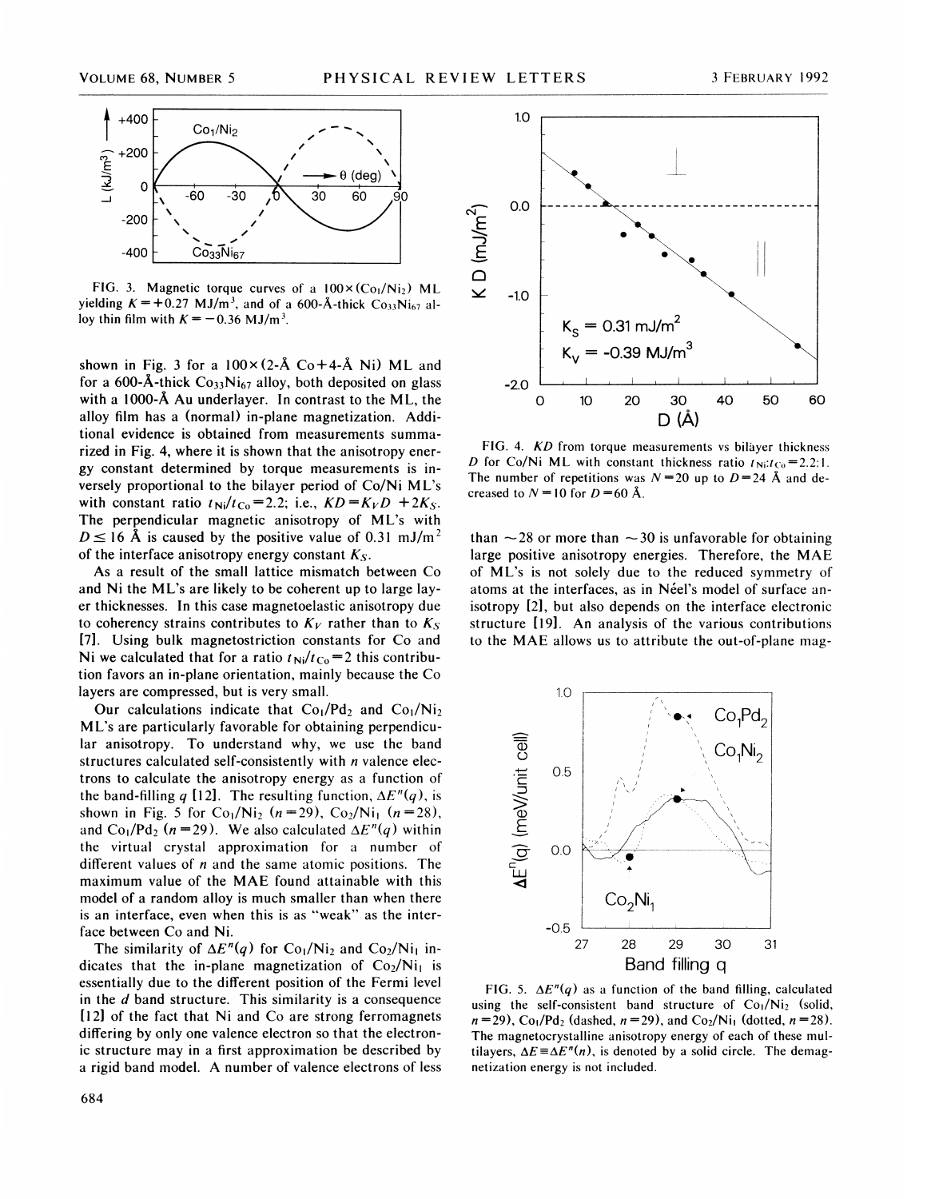FIG. 3. Magnetic torque curves of a $100\times(Co_1/Ni_2)$ ML yielding $K=+0.27$ MJ/m$^3$, and of a 600-Å-thick $Co_{33}Ni_{67}$ alloy thin film with $K=-0.36$ MJ/m$^3$.

shown in Fig. 3 for a $100\times$(2-Å Co+4-Å Ni) ML and for a 600-Å-thick $Co_{33}Ni_{67}$ alloy, both deposited on glass with a 1000-Å Au underlayer. In contrast to the ML, the alloy film has a (normal) in-plane magnetization. Additional evidence is obtained from measurements summarized in Fig. 4, where it is shown that the anisotropy energy constant determined by torque measurements is inversely proportional to the bilayer period of Co/Ni ML's with constant ratio $t_{Ni}/t_{Co}=2.2$; i.e., $KD=K_V D+2K_S$. The perpendicular magnetic anisotropy of ML's with $D\le 16$ Å is caused by the positive value of 0.31 mJ/m$^2$ of the interface anisotropy energy constant $K_S$.

As a result of the small lattice mismatch between Co and Ni the ML's are likely to be coherent up to large layer thicknesses. In this case magnetoelastic anisotropy due to coherency strains contributes to $K_V$ rather than to $K_S$ [7]. Using bulk magnetostriction constants for Co and Ni we calculated that for a ratio $t_{Ni}/t_{Co}=2$ this contribution favors an in-plane orientation, mainly because the Co layers are compressed, but is very small.

Our calculations indicate that $Co_1/Pd_2$ and $Co_1/Ni_2$ ML's are particularly favorable for obtaining perpendicular anisotropy. To understand why, we use the band structures calculated self-consistently with $n$ valence electrons to calculate the anisotropy energy as a function of the band-filling $q$ [12]. The resulting function, $\Delta E^n(q)$, is shown in Fig. 5 for $Co_1/Ni_2$ ($n=29$), $Co_2/Ni_1$ ($n=28$), and $Co_1/Pd_2$ ($n=29$). We also calculated $\Delta E^n(q)$ within the virtual crystal approximation for a number of different values of $n$ and the same atomic positions. The maximum value of the MAE found attainable with this model of a random alloy is much smaller than when there is an interface, even when this is as "weak" as the interface between Co and Ni.

The similarity of $\Delta E^n(q)$ for $Co_1/Ni_2$ and $Co_2/Ni_1$ indicates that the in-plane magnetization of $Co_2/Ni_1$ is essentially due to the different position of the Fermi level in the $d$ band structure. This similarity is a consequence [12] of the fact that Ni and Co are strong ferromagnets differing by only one valence electron so that the electronic structure may in a first approximation be described by a rigid band model. A number of valence electrons of less than ~28 or more than ~30 is unfavorable for obtaining large positive anisotropy energies. Therefore, the MAE of ML's is not solely due to the reduced symmetry of atoms at the interfaces, as in Néel's model of surface anisotropy [2], but also depends on the interface electronic structure [19]. An analysis of the various contributions to the MAE allows us to attribute the out-of-plane mag-

FIG. 4. $KD$ from torque measurements vs bilayer thickness $D$ for Co/Ni ML with constant thickness ratio $t_{Ni}$:$t_{Co}=2.2$:1. The number of repetitions was $N=20$ up to $D=24$ Å and decreased to $N=10$ for $D=60$ Å.

FIG. 5. $\Delta E^n(q)$ as a function of the band filling, calculated using the self-consistent band structure of $Co_1/Ni_2$ (solid, $n=29$), $Co_1/Pd_2$ (dashed, $n=29$), and $Co_2/Ni_1$ (dotted, $n=28$). The magnetocrystalline anisotropy energy of each of these multilayers, $\Delta E\equiv\Delta E^n(n)$, is denoted by a solid circle. The demagnetization energy is not included.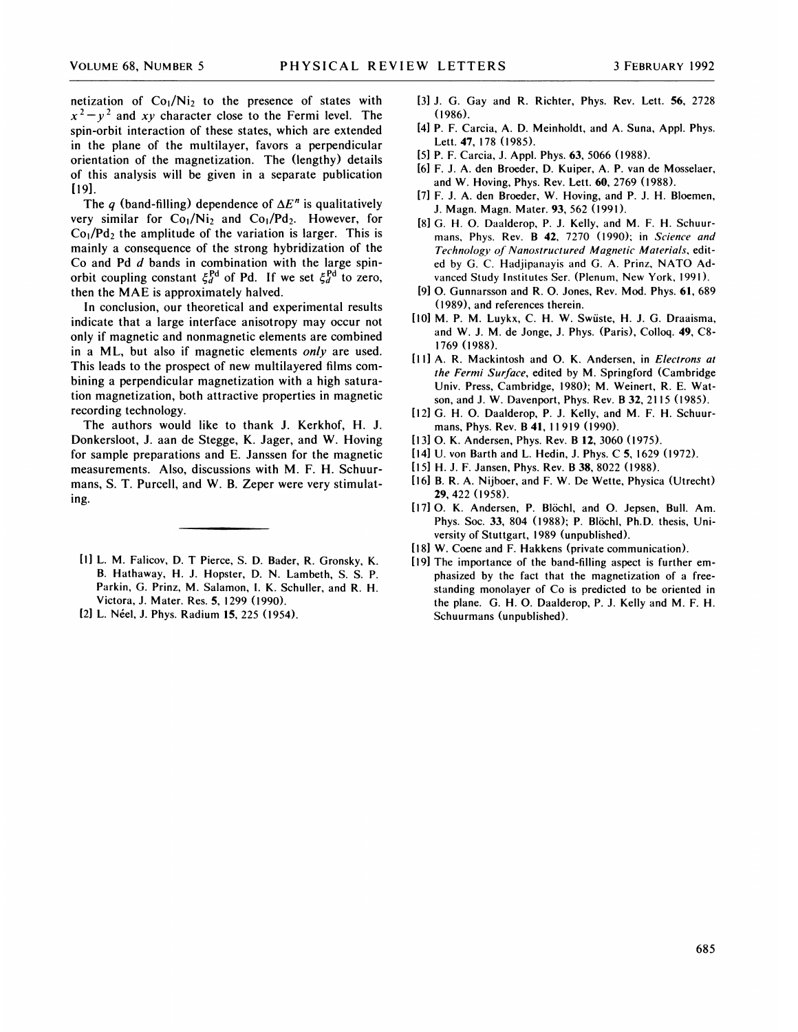netization of $Co_1/Ni_2$ to the presence of states with $x^2-y^2$ and $xy$ character close to the Fermi level. The spin-orbit interaction of these states, which are extended in the plane of the multilayer, favors a perpendicular orientation of the magnetization. The (lengthy) details of this analysis will be given in a separate publication [19].

The $q$ (band-filling) dependence of $\Delta E''$ is qualitatively very similar for $Co_1/Ni_2$ and $Co_1/Pd_2$. However, for $Co_1/Pd_2$ the amplitude of the variation is larger. This is mainly a consequence of the strong hybridization of the Co and Pd $d$ bands in combination with the large spin-orbit coupling constant $\xi_d^{Pd}$ of Pd. If we set $\xi_d^{Pd}$ to zero, then the MAE is approximately halved.

In conclusion, our theoretical and experimental results indicate that a large interface anisotropy may occur not only if magnetic and nonmagnetic elements are combined in a ML, but also if magnetic elements *only* are used. This leads to the prospect of new multilayered films combining a perpendicular magnetization with a high saturation magnetization, both attractive properties in magnetic recording technology.

The authors would like to thank J. Kerkhof, H. J. Donkersloot, J. aan de Stegge, K. Jager, and W. Hoving for sample preparations and E. Janssen for the magnetic measurements. Also, discussions with M. F. H. Schuurmans, S. T. Purcell, and W. B. Zeper were very stimulating.

---

[1] L. M. Falicov, D. T Pierce, S. D. Bader, R. Gronsky, K. B. Hathaway, H. J. Hopster, D. N. Lambeth, S. S. P. Parkin, G. Prinz, M. Salamon, I. K. Schuller, and R. H. Victora, J. Mater. Res. **5**, 1299 (1990).

[2] L. Néel, J. Phys. Radium **15**, 225 (1954).

[3] J. G. Gay and R. Richter, Phys. Rev. Lett. **56**, 2728 (1986).

[4] P. F. Carcia, A. D. Meinholdt, and A. Suna, Appl. Phys. Lett. **47**, 178 (1985).

[5] P. F. Carcia, J. Appl. Phys. **63**, 5066 (1988).

[6] F. J. A. den Broeder, D. Kuiper, A. P. van de Mosselaer, and W. Hoving, Phys. Rev. Lett. **60**, 2769 (1988).

[7] F. J. A. den Broeder, W. Hoving, and P. J. H. Bloemen, J. Magn. Magn. Mater. **93**, 562 (1991).

[8] G. H. O. Daalderop, P. J. Kelly, and M. F. H. Schuurmans, Phys. Rev. B **42**, 7270 (1990); in *Science and Technology of Nanostructured Magnetic Materials*, edited by G. C. Hadjipanayis and G. A. Prinz, NATO Advanced Study Institutes Ser. (Plenum, New York, 1991).

[9] O. Gunnarsson and R. O. Jones, Rev. Mod. Phys. **61**, 689 (1989), and references therein.

[10] M. P. M. Luykx, C. H. W. Swüste, H. J. G. Draaisma, and W. J. M. de Jonge, J. Phys. (Paris), Colloq. **49**, C8-1769 (1988).

[11] A. R. Mackintosh and O. K. Andersen, in *Electrons at the Fermi Surface*, edited by M. Springford (Cambridge Univ. Press, Cambridge, 1980); M. Weinert, R. E. Watson, and J. W. Davenport, Phys. Rev. B **32**, 2115 (1985).

[12] G. H. O. Daalderop, P. J. Kelly, and M. F. H. Schuurmans, Phys. Rev. B **41**, 11919 (1990).

[13] O. K. Andersen, Phys. Rev. B **12**, 3060 (1975).

[14] U. von Barth and L. Hedin, J. Phys. C **5**, 1629 (1972).

[15] H. J. F. Jansen, Phys. Rev. B **38**, 8022 (1988).

[16] B. R. A. Nijboer, and F. W. De Wette, Physica (Utrecht) **29**, 422 (1958).

[17] O. K. Andersen, P. Blöchl, and O. Jepsen, Bull. Am. Phys. Soc. **33**, 804 (1988); P. Blöchl, Ph.D. thesis, University of Stuttgart, 1989 (unpublished).

[18] W. Coene and F. Hakkens (private communication).

[19] The importance of the band-filling aspect is further emphasized by the fact that the magnetization of a free-standing monolayer of Co is predicted to be oriented in the plane. G. H. O. Daalderop, P. J. Kelly and M. F. H. Schuurmans (unpublished).